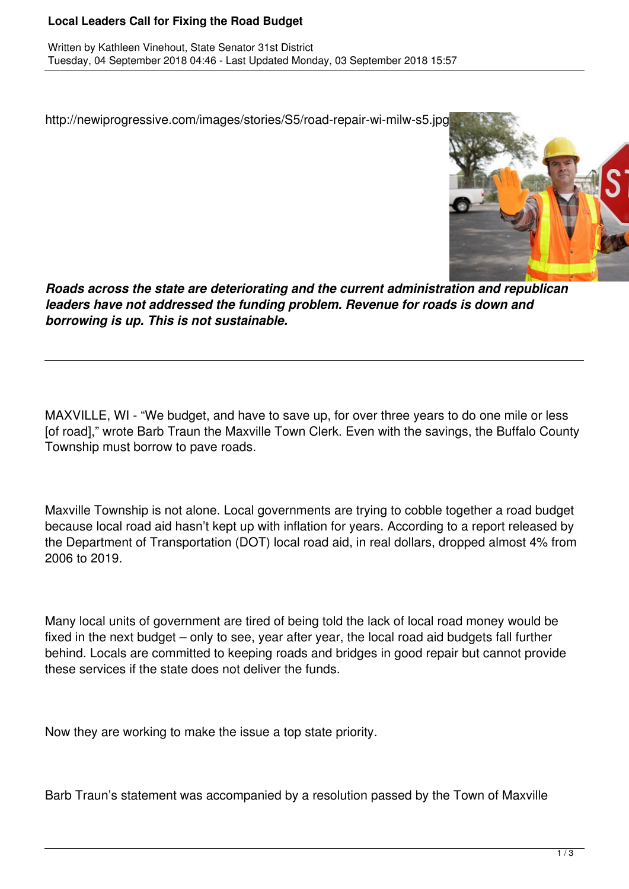# Local Leaders Call for Fixing the Road Budget

Written by Kathleen Vinehout, State Senator 31st District
Tuesday, 04 September 2018 04:46 - Last Updated Monday, 03 September 2018 15:57

http://newiprogressive.com/images/stories/S5/road-repair-wi-milw-s5.jpg

***Roads across the state are deteriorating and the current administration and republican leaders have not addressed the funding problem. Revenue for roads is down and borrowing is up. This is not sustainable.***

---

MAXVILLE, WI - "We budget, and have to save up, for over three years to do one mile or less [of road]," wrote Barb Traun the Maxville Town Clerk. Even with the savings, the Buffalo County Township must borrow to pave roads.

Maxville Township is not alone. Local governments are trying to cobble together a road budget because local road aid hasn't kept up with inflation for years. According to a report released by the Department of Transportation (DOT) local road aid, in real dollars, dropped almost 4% from 2006 to 2019.

Many local units of government are tired of being told the lack of local road money would be fixed in the next budget – only to see, year after year, the local road aid budgets fall further behind. Locals are committed to keeping roads and bridges in good repair but cannot provide these services if the state does not deliver the funds.

Now they are working to make the issue a top state priority.

Barb Traun's statement was accompanied by a resolution passed by the Town of Maxville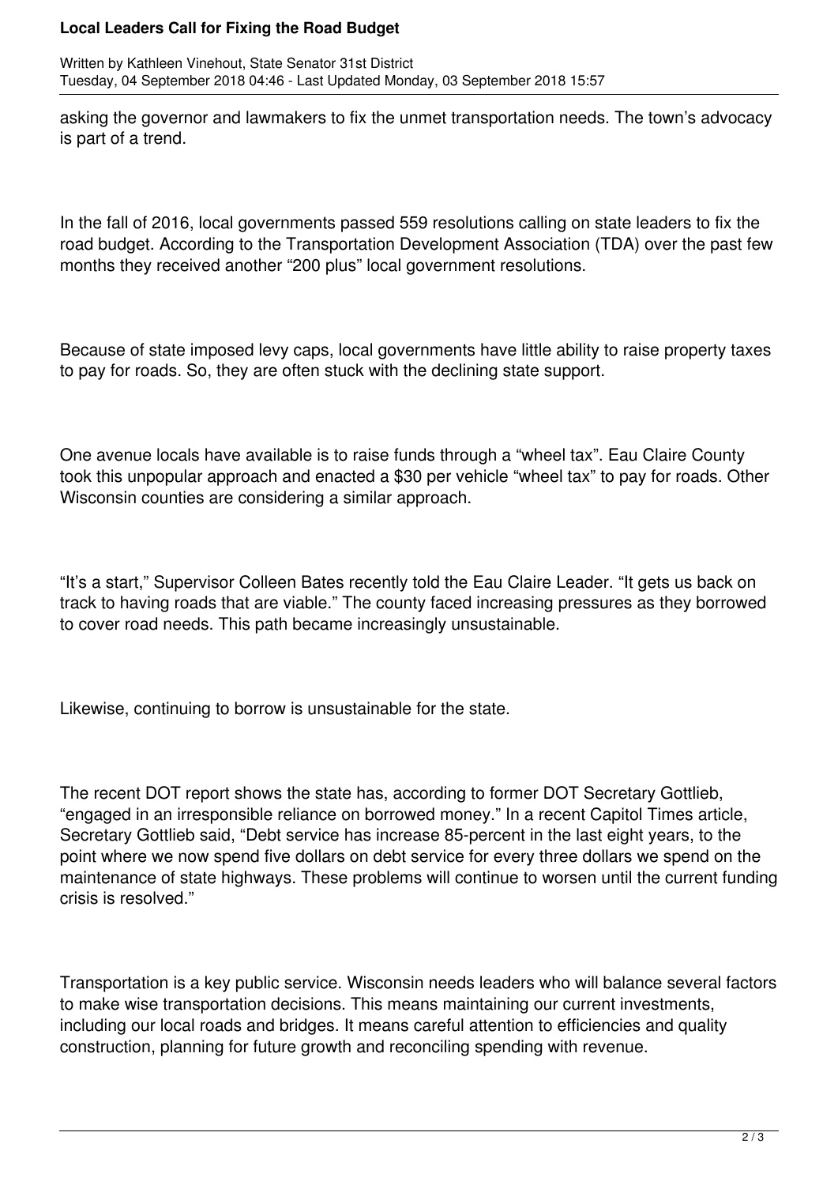asking the governor and lawmakers to fix the unmet transportation needs. The town's advocacy is part of a trend.

In the fall of 2016, local governments passed 559 resolutions calling on state leaders to fix the road budget. According to the Transportation Development Association (TDA) over the past few months they received another "200 plus" local government resolutions.

Because of state imposed levy caps, local governments have little ability to raise property taxes to pay for roads. So, they are often stuck with the declining state support.

One avenue locals have available is to raise funds through a "wheel tax". Eau Claire County took this unpopular approach and enacted a $30 per vehicle "wheel tax" to pay for roads. Other Wisconsin counties are considering a similar approach.

"It's a start," Supervisor Colleen Bates recently told the Eau Claire Leader. "It gets us back on track to having roads that are viable." The county faced increasing pressures as they borrowed to cover road needs. This path became increasingly unsustainable.

Likewise, continuing to borrow is unsustainable for the state.

The recent DOT report shows the state has, according to former DOT Secretary Gottlieb, "engaged in an irresponsible reliance on borrowed money." In a recent Capitol Times article, Secretary Gottlieb said, "Debt service has increase 85-percent in the last eight years, to the point where we now spend five dollars on debt service for every three dollars we spend on the maintenance of state highways. These problems will continue to worsen until the current funding crisis is resolved."

Transportation is a key public service. Wisconsin needs leaders who will balance several factors to make wise transportation decisions. This means maintaining our current investments, including our local roads and bridges. It means careful attention to efficiencies and quality construction, planning for future growth and reconciling spending with revenue.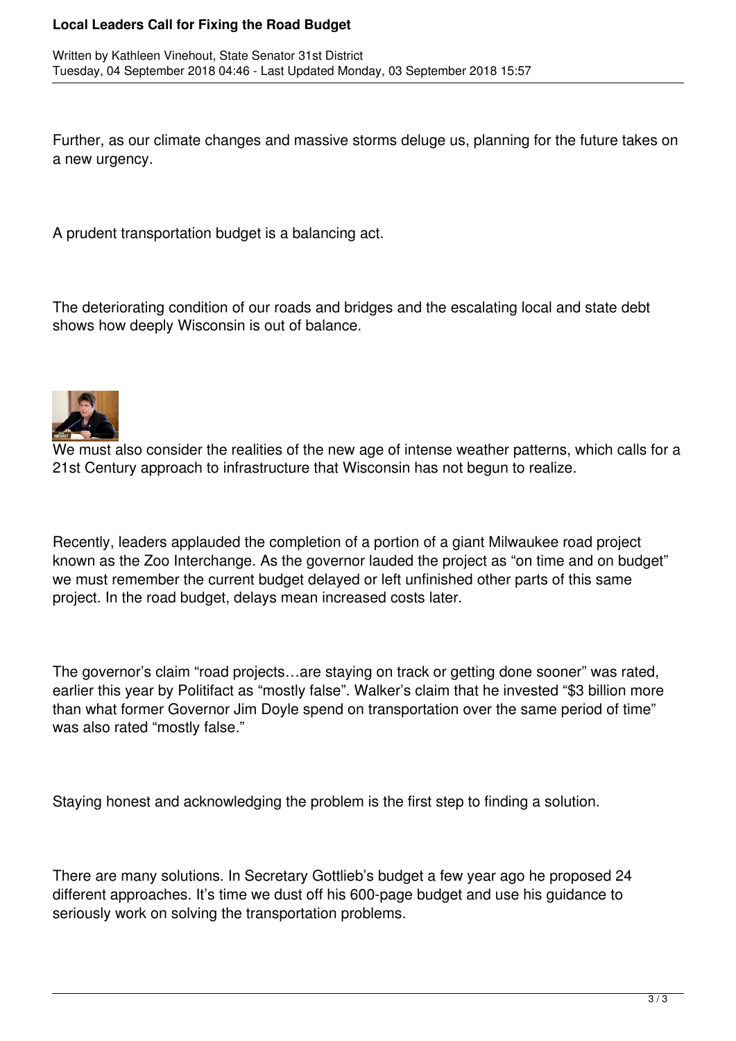Further, as our climate changes and massive storms deluge us, planning for the future takes on a new urgency.

A prudent transportation budget is a balancing act.

The deteriorating condition of our roads and bridges and the escalating local and state debt shows how deeply Wisconsin is out of balance.

We must also consider the realities of the new age of intense weather patterns, which calls for a 21st Century approach to infrastructure that Wisconsin has not begun to realize.

Recently, leaders applauded the completion of a portion of a giant Milwaukee road project known as the Zoo Interchange. As the governor lauded the project as "on time and on budget" we must remember the current budget delayed or left unfinished other parts of this same project. In the road budget, delays mean increased costs later.

The governor's claim "road projects…are staying on track or getting done sooner" was rated, earlier this year by Politifact as "mostly false". Walker's claim that he invested "$3 billion more than what former Governor Jim Doyle spend on transportation over the same period of time" was also rated "mostly false."

Staying honest and acknowledging the problem is the first step to finding a solution.

There are many solutions. In Secretary Gottlieb's budget a few year ago he proposed 24 different approaches. It's time we dust off his 600-page budget and use his guidance to seriously work on solving the transportation problems.